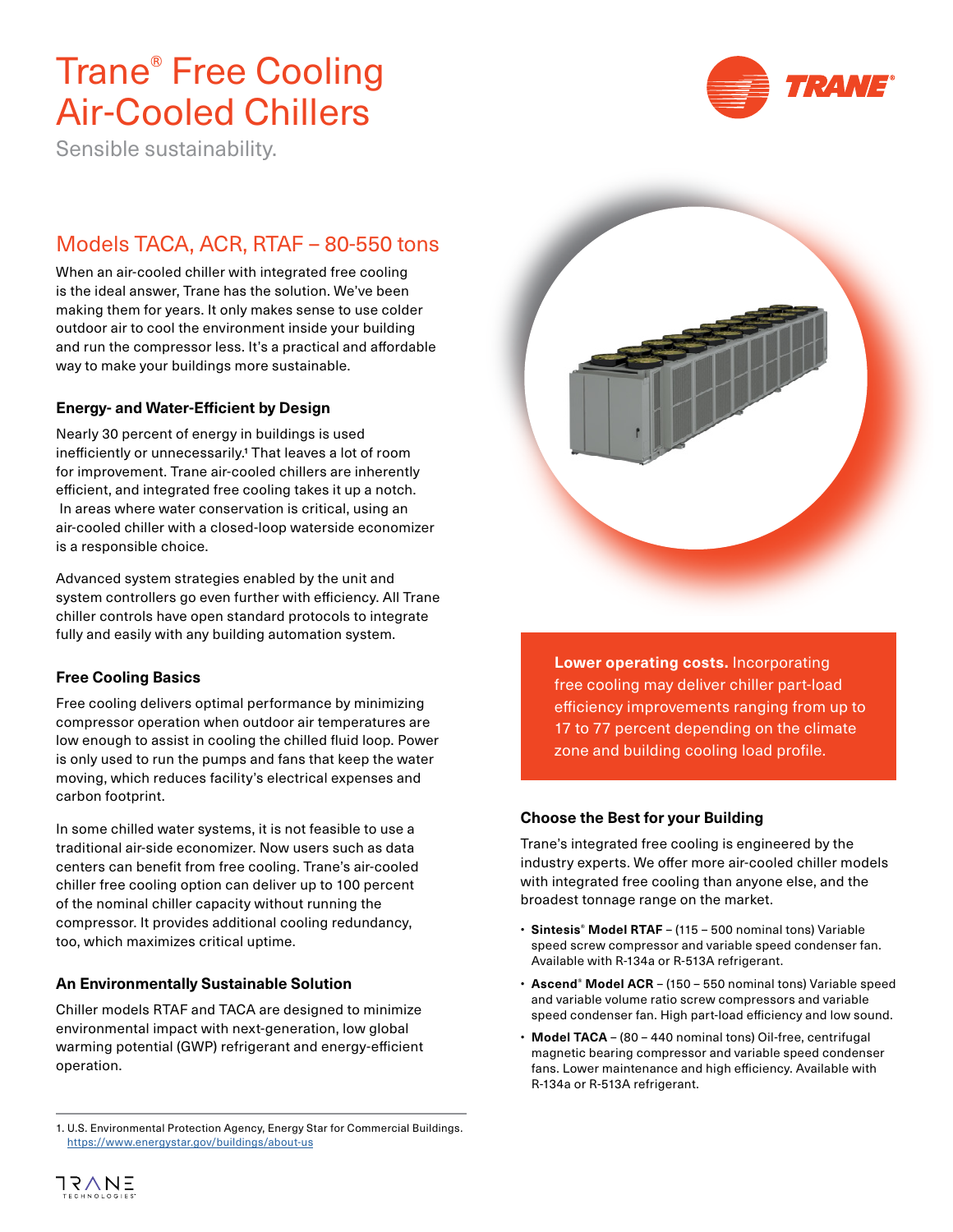# Trane® Free Cooling Air-Cooled Chillers

Sensible sustainability.

## Models TACA, ACR, RTAF – 80-550 tons

When an air-cooled chiller with integrated free cooling is the ideal answer, Trane has the solution. We've been making them for years. It only makes sense to use colder outdoor air to cool the environment inside your building and run the compressor less. It's a practical and affordable way to make your buildings more sustainable.

### Energy- and Water-Efficient by Design

Nearly 30 percent of energy in buildings is used inefficiently or unnecessarily.[1] That leaves a lot of room for improvement. Trane air-cooled chillers are inherently efficient, and integrated free cooling takes it up a notch. In areas where water conservation is critical, using an air-cooled chiller with a closed-loop waterside economizer is a responsible choice.

Advanced system strategies enabled by the unit and system controllers go even further with efficiency. All Trane chiller controls have open standard protocols to integrate fully and easily with any building automation system.

### Free Cooling Basics

Free cooling delivers optimal performance by minimizing compressor operation when outdoor air temperatures are low enough to assist in cooling the chilled fluid loop. Power is only used to run the pumps and fans that keep the water moving, which reduces facility's electrical expenses and carbon footprint.

In some chilled water systems, it is not feasible to use a traditional air-side economizer. Now users such as data centers can benefit from free cooling. Trane's air-cooled chiller free cooling option can deliver up to 100 percent of the nominal chiller capacity without running the compressor. It provides additional cooling redundancy, too, which maximizes critical uptime.

### An Environmentally Sustainable Solution

Chiller models RTAF and TACA are designed to minimize environmental impact with next-generation, low global warming potential (GWP) refrigerant and energy-efficient operation.

**Lower operating costs.** Incorporating free cooling may deliver chiller part-load efficiency improvements ranging from up to 17 to 77 percent depending on the climate zone and building cooling load profile.

### Choose the Best for your Building

Trane's integrated free cooling is engineered by the industry experts. We offer more air-cooled chiller models with integrated free cooling than anyone else, and the broadest tonnage range on the market.

- **Sintesis® Model RTAF** – (115 – 500 nominal tons) Variable speed screw compressor and variable speed condenser fan. Available with R-134a or R-513A refrigerant.
- **Ascend® Model ACR** – (150 – 550 nominal tons) Variable speed and variable volume ratio screw compressors and variable speed condenser fan. High part-load efficiency and low sound.
- **Model TACA** – (80 – 440 nominal tons) Oil-free, centrifugal magnetic bearing compressor and variable speed condenser fans. Lower maintenance and high efficiency. Available with R-134a or R-513A refrigerant.

1. U.S. Environmental Protection Agency, Energy Star for Commercial Buildings. https://www.energystar.gov/buildings/about-us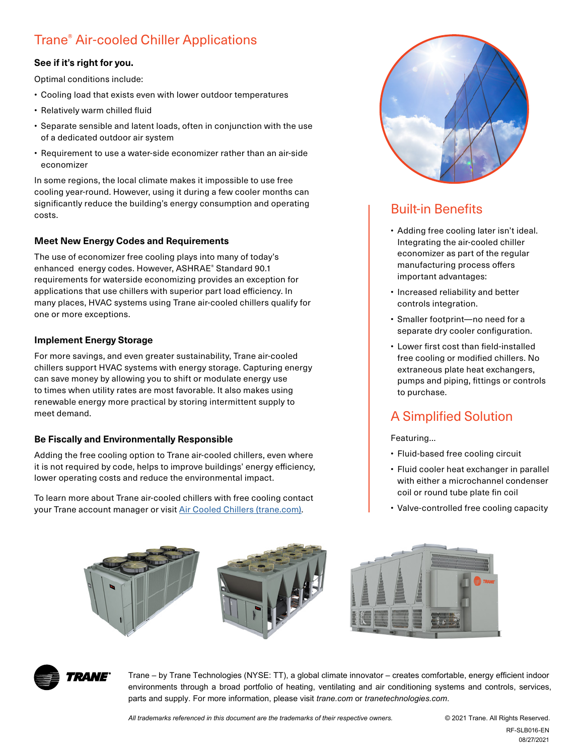# Trane® Air-cooled Chiller Applications

**See if it's right for you.**

Optimal conditions include:

- Cooling load that exists even with lower outdoor temperatures
- Relatively warm chilled fluid
- Separate sensible and latent loads, often in conjunction with the use of a dedicated outdoor air system
- Requirement to use a water-side economizer rather than an air-side economizer

In some regions, the local climate makes it impossible to use free cooling year-round. However, using it during a few cooler months can significantly reduce the building's energy consumption and operating costs.

### Meet New Energy Codes and Requirements

The use of economizer free cooling plays into many of today's enhanced energy codes. However, ASHRAE® Standard 90.1 requirements for waterside economizing provides an exception for applications that use chillers with superior part load efficiency. In many places, HVAC systems using Trane air-cooled chillers qualify for one or more exceptions.

### Implement Energy Storage

For more savings, and even greater sustainability, Trane air-cooled chillers support HVAC systems with energy storage. Capturing energy can save money by allowing you to shift or modulate energy use to times when utility rates are most favorable. It also makes using renewable energy more practical by storing intermittent supply to meet demand.

### Be Fiscally and Environmentally Responsible

Adding the free cooling option to Trane air-cooled chillers, even where it is not required by code, helps to improve buildings' energy efficiency, lower operating costs and reduce the environmental impact.

To learn more about Trane air-cooled chillers with free cooling contact your Trane account manager or visit [Air Cooled Chillers (trane.com)](trane.com).

## Built-in Benefits

- Adding free cooling later isn't ideal. Integrating the air-cooled chiller economizer as part of the regular manufacturing process offers important advantages:
- Increased reliability and better controls integration.
- Smaller footprint—no need for a separate dry cooler configuration.
- Lower first cost than field-installed free cooling or modified chillers. No extraneous plate heat exchangers, pumps and piping, fittings or controls to purchase.

## A Simplified Solution

Featuring...

- Fluid-based free cooling circuit
- Fluid cooler heat exchanger in parallel with either a microchannel condenser coil or round tube plate fin coil
- Valve-controlled free cooling capacity

Trane – by Trane Technologies (NYSE: TT), a global climate innovator – creates comfortable, energy efficient indoor environments through a broad portfolio of heating, ventilating and air conditioning systems and controls, services, parts and supply. For more information, please visit *trane.com* or *tranetechnologies.com*.

*All trademarks referenced in this document are the trademarks of their respective owners.*

© 2021 Trane. All Rights Reserved.

RF-SLB016-EN
08/27/2021